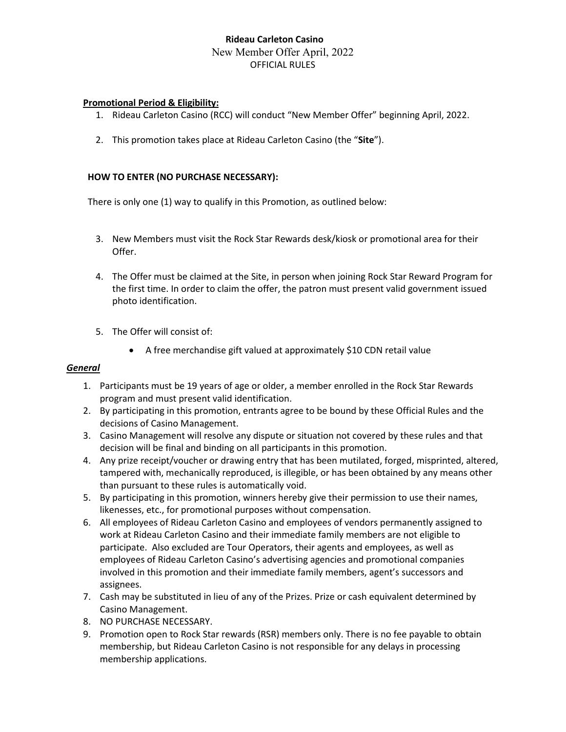**Rideau Carleton Casino**
New Member Offer April, 2022
OFFICIAL RULES

**Promotional Period & Eligibility:**

1. Rideau Carleton Casino (RCC) will conduct "New Member Offer" beginning April, 2022.

2. This promotion takes place at Rideau Carleton Casino (the "**Site**").

**HOW TO ENTER (NO PURCHASE NECESSARY):**

There is only one (1) way to qualify in this Promotion, as outlined below:

3. New Members must visit the Rock Star Rewards desk/kiosk or promotional area for their Offer.

4. The Offer must be claimed at the Site, in person when joining Rock Star Reward Program for the first time. In order to claim the offer, the patron must present valid government issued photo identification.

5. The Offer will consist of:
   - A free merchandise gift valued at approximately $10 CDN retail value

***General***

1. Participants must be 19 years of age or older, a member enrolled in the Rock Star Rewards program and must present valid identification.
2. By participating in this promotion, entrants agree to be bound by these Official Rules and the decisions of Casino Management.
3. Casino Management will resolve any dispute or situation not covered by these rules and that decision will be final and binding on all participants in this promotion.
4. Any prize receipt/voucher or drawing entry that has been mutilated, forged, misprinted, altered, tampered with, mechanically reproduced, is illegible, or has been obtained by any means other than pursuant to these rules is automatically void.
5. By participating in this promotion, winners hereby give their permission to use their names, likenesses, etc., for promotional purposes without compensation.
6. All employees of Rideau Carleton Casino and employees of vendors permanently assigned to work at Rideau Carleton Casino and their immediate family members are not eligible to participate. Also excluded are Tour Operators, their agents and employees, as well as employees of Rideau Carleton Casino's advertising agencies and promotional companies involved in this promotion and their immediate family members, agent's successors and assignees.
7. Cash may be substituted in lieu of any of the Prizes. Prize or cash equivalent determined by Casino Management.
8. NO PURCHASE NECESSARY.
9. Promotion open to Rock Star rewards (RSR) members only. There is no fee payable to obtain membership, but Rideau Carleton Casino is not responsible for any delays in processing membership applications.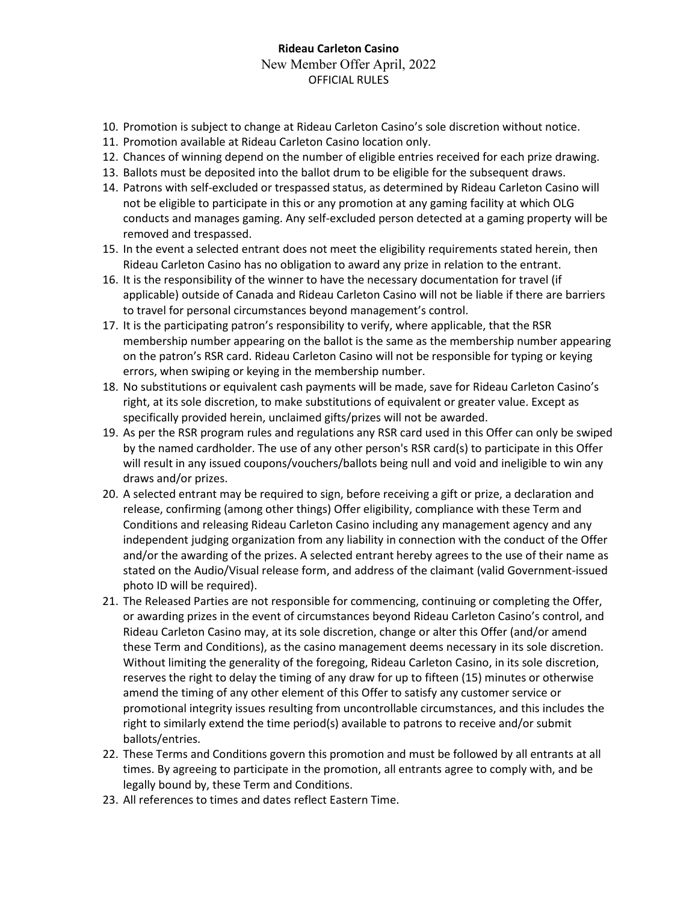**Rideau Carleton Casino**

New Member Offer April, 2022

OFFICIAL RULES

10. Promotion is subject to change at Rideau Carleton Casino's sole discretion without notice.
11. Promotion available at Rideau Carleton Casino location only.
12. Chances of winning depend on the number of eligible entries received for each prize drawing.
13. Ballots must be deposited into the ballot drum to be eligible for the subsequent draws.
14. Patrons with self-excluded or trespassed status, as determined by Rideau Carleton Casino will not be eligible to participate in this or any promotion at any gaming facility at which OLG conducts and manages gaming. Any self-excluded person detected at a gaming property will be removed and trespassed.
15. In the event a selected entrant does not meet the eligibility requirements stated herein, then Rideau Carleton Casino has no obligation to award any prize in relation to the entrant.
16. It is the responsibility of the winner to have the necessary documentation for travel (if applicable) outside of Canada and Rideau Carleton Casino will not be liable if there are barriers to travel for personal circumstances beyond management's control.
17. It is the participating patron's responsibility to verify, where applicable, that the RSR membership number appearing on the ballot is the same as the membership number appearing on the patron's RSR card. Rideau Carleton Casino will not be responsible for typing or keying errors, when swiping or keying in the membership number.
18. No substitutions or equivalent cash payments will be made, save for Rideau Carleton Casino's right, at its sole discretion, to make substitutions of equivalent or greater value. Except as specifically provided herein, unclaimed gifts/prizes will not be awarded.
19. As per the RSR program rules and regulations any RSR card used in this Offer can only be swiped by the named cardholder. The use of any other person's RSR card(s) to participate in this Offer will result in any issued coupons/vouchers/ballots being null and void and ineligible to win any draws and/or prizes.
20. A selected entrant may be required to sign, before receiving a gift or prize, a declaration and release, confirming (among other things) Offer eligibility, compliance with these Term and Conditions and releasing Rideau Carleton Casino including any management agency and any independent judging organization from any liability in connection with the conduct of the Offer and/or the awarding of the prizes. A selected entrant hereby agrees to the use of their name as stated on the Audio/Visual release form, and address of the claimant (valid Government-issued photo ID will be required).
21. The Released Parties are not responsible for commencing, continuing or completing the Offer, or awarding prizes in the event of circumstances beyond Rideau Carleton Casino's control, and Rideau Carleton Casino may, at its sole discretion, change or alter this Offer (and/or amend these Term and Conditions), as the casino management deems necessary in its sole discretion. Without limiting the generality of the foregoing, Rideau Carleton Casino, in its sole discretion, reserves the right to delay the timing of any draw for up to fifteen (15) minutes or otherwise amend the timing of any other element of this Offer to satisfy any customer service or promotional integrity issues resulting from uncontrollable circumstances, and this includes the right to similarly extend the time period(s) available to patrons to receive and/or submit ballots/entries.
22. These Terms and Conditions govern this promotion and must be followed by all entrants at all times. By agreeing to participate in the promotion, all entrants agree to comply with, and be legally bound by, these Term and Conditions.
23. All references to times and dates reflect Eastern Time.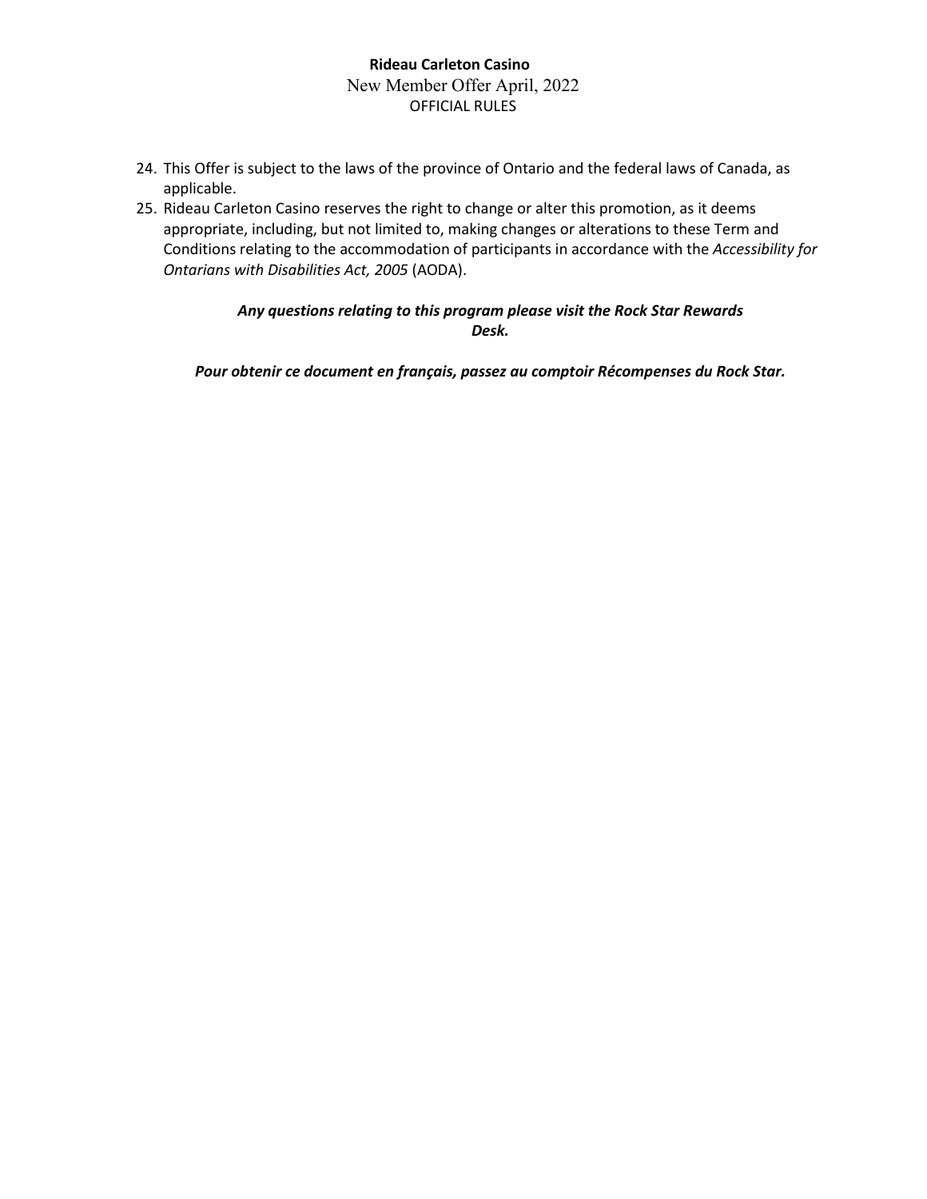24. This Offer is subject to the laws of the province of Ontario and the federal laws of Canada, as applicable.
25. Rideau Carleton Casino reserves the right to change or alter this promotion, as it deems appropriate, including, but not limited to, making changes or alterations to these Term and Conditions relating to the accommodation of participants in accordance with the *Accessibility for Ontarians with Disabilities Act, 2005* (AODA).

***Any questions relating to this program please visit the Rock Star Rewards Desk.***

***Pour obtenir ce document en français, passez au comptoir Récompenses du Rock Star.***